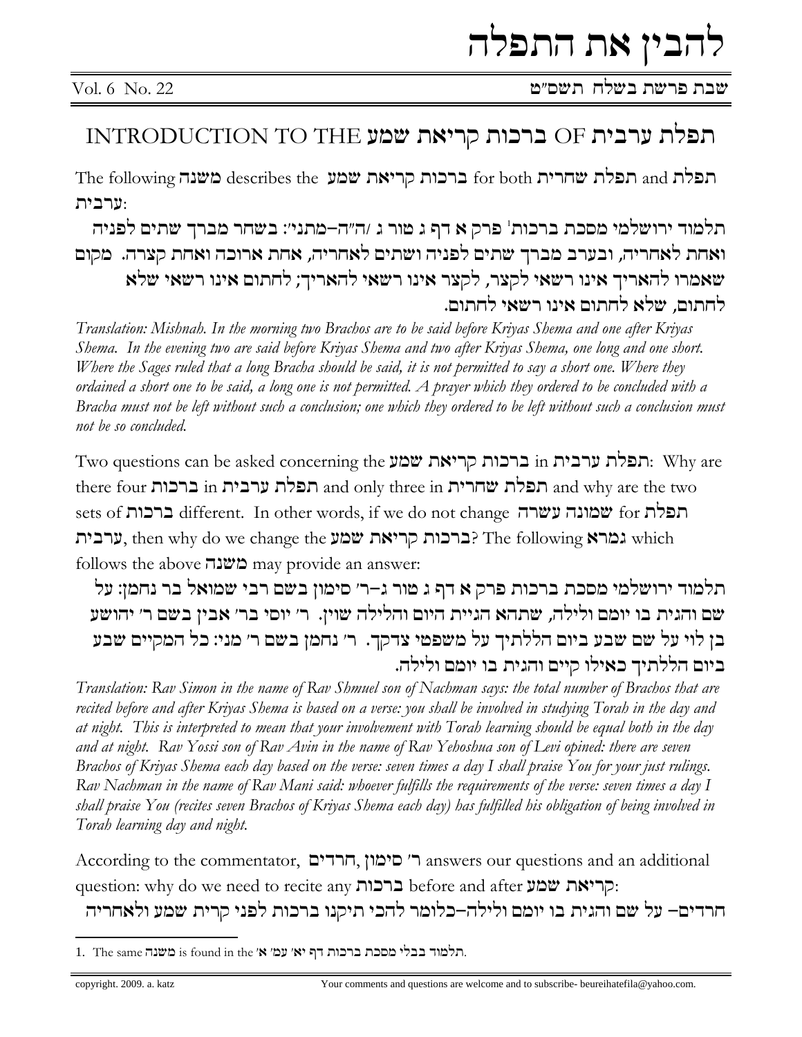# להבין את התפלה

שבת פרשת בשלח תשס"ט

## INTRODUCTION TO THE ברכות קריאת שמע OF תפלת ערבית

The following משנה describes the ברכות קריאת שמע for both תפלת שחרית and תפלת ערבית:

תלמוד ירושלמי מסכת ברכות[1] פרק א דף ג טור ג /ה"ה-מתני': בשחר מברך שתים לפניה ואחת לאחריה, ובערב מברך שתים לפניה ושתים לאחריה, אחת ארוכה ואחת קצרה. מקום שאמרו להאריך אינו רשאי לקצר, לקצר אינו רשאי להאריך; לחתום אינו רשאי שלא לחתום, שלא לחתום אינו רשאי לחתום.

*Translation: Mishnah. In the morning two Brachos are to be said before Kriyas Shema and one after Kriyas Shema. In the evening two are said before Kriyas Shema and two after Kriyas Shema, one long and one short. Where the Sages ruled that a long Bracha should be said, it is not permitted to say a short one. Where they ordained a short one to be said, a long one is not permitted. A prayer which they ordered to be concluded with a Bracha must not be left without such a conclusion; one which they ordered to be left without such a conclusion must not be so concluded.*

Two questions can be asked concerning the ברכות קריאת שמע in תפלת ערבית: Why are there four ברכות in תפלת ערבית and only three in תפלת שחרית and why are the two sets of ברכות different. In other words, if we do not change שמונה עשרה for תפלת ערבית, then why do we change the ברכות קריאת שמע? The following גמרא which follows the above משנה may provide an answer:

תלמוד ירושלמי מסכת ברכות פרק א דף ג טור ג-ר' סימון בשם רבי שמואל בר נחמן: על שם והגית בו יומם ולילה, שתהא הגיית היום והלילה שוין. ר' יוסי בר' אבין בשם ר' יהושע בן לוי על שם שבע ביום הללתיך על משפטי צדקך. ר' נחמן בשם ר' מני: כל המקיים שבע ביום הללתיך כאילו קיים והגית בו יומם ולילה.

*Translation: Rav Simon in the name of Rav Shmuel son of Nachman says: the total number of Brachos that are recited before and after Kriyas Shema is based on a verse: you shall be involved in studying Torah in the day and at night. This is interpreted to mean that your involvement with Torah learning should be equal both in the day and at night. Rav Yossi son of Rav Avin in the name of Rav Yehoshua son of Levi opined: there are seven Brachos of Kriyas Shema each day based on the verse: seven times a day I shall praise You for your just rulings. Rav Nachman in the name of Rav Mani said: whoever fulfills the requirements of the verse: seven times a day I shall praise You (recites seven Brachos of Kriyas Shema each day) has fulfilled his obligation of being involved in Torah learning day and night.*

According to the commentator, חרדים, ר' סימון answers our questions and an additional question: why do we need to recite any ברכות before and after קריאת שמע:

חרדים- על שם והגית בו יומם ולילה-כלומר להכי תיקנו ברכות לפני קרית שמע ולאחריה

---

1. The same משנה is found in the תלמוד בבלי מסכת ברכות דף יא' עמ' א'.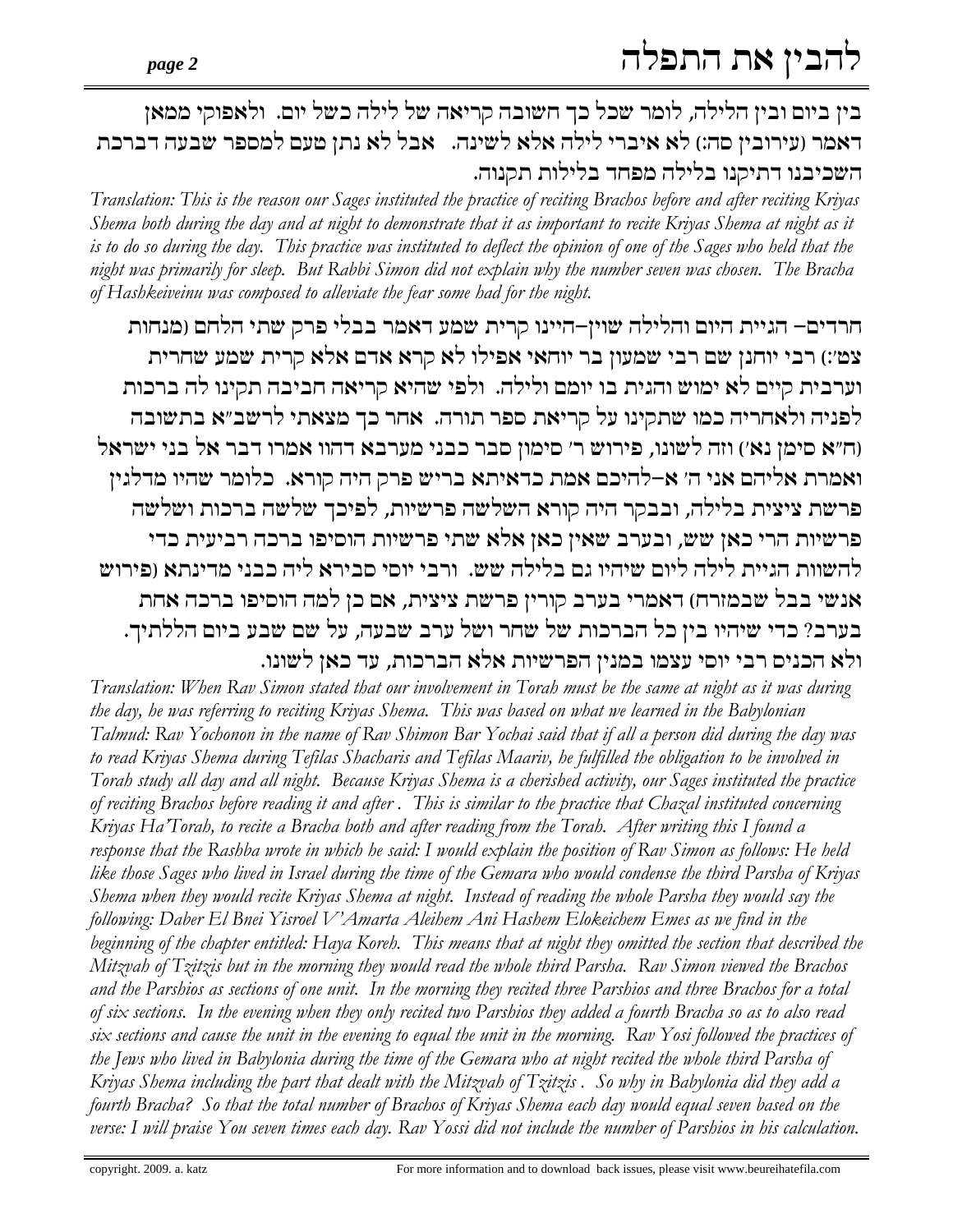בין ביום ובין הלילה, לומר שכל כך חשובה קריאה של לילה כשל יום. ולאפוקי ממאן דאמר (עירובין סה:) לא איברי לילה אלא לשינה. אבל לא נתן טעם למספר שבעה דברכת השכיבנו דתיקנו בלילה מפחד בלילות תקנוה.

*Translation: This is the reason our Sages instituted the practice of reciting Brachos before and after reciting Kriyas Shema both during the day and at night to demonstrate that it as important to recite Kriyas Shema at night as it is to do so during the day. This practice was instituted to deflect the opinion of one of the Sages who held that the night was primarily for sleep. But Rabbi Simon did not explain why the number seven was chosen. The Bracha of Hashkeiveinu was composed to alleviate the fear some had for the night.*

חרדים- הגיית היום והלילה שוין-היינו קרית שמע דאמר בבלי פרק שתי הלחם (מנחות צט:) רבי יוחנן שם רבי שמעון בר יוחאי אפילו לא קרא אדם אלא קרית שמע שחרית וערבית קיים לא ימוש והגית בו יומם ולילה. ולפי שהיא קריאה חביבה תקינו לה ברכות לפניה ולאחריה כמו שתקינו על קריאת ספר תורה. אחר כך מצאתי לרשב"א בתשובה (ח"א סימן נא') וזה לשונו, פירוש ר' סימון סבר כבני מערבא דהוו אמרו דבר אל בני ישראל ואמרת אליהם אני ה' א-להיכם אמת כדאיתא בריש פרק היה קורא. כלומר שהיו מדלגין פרשת ציצית בלילה, ובבקר היה קורא השלשה פרשיות, לפיכך שלשה ברכות ושלשה פרשיות הרי כאן שש, ובערב שאין כאן אלא שתי פרשיות הוסיפו ברכה רביעית כדי להשוות הגיית לילה ליום שיהיו גם בלילה שש. ורבי יוסי סבירא ליה כבני מדינתא (פירוש אנשי בבל שבמזרח) דאמרי בערב קורין פרשת ציצית, אם כן למה הוסיפו ברכה אחת בערב? כדי שיהיו בין כל הברכות של שחר ושל ערב שבעה, על שם שבע ביום הללתיך. ולא הכנים רבי יוסי עצמו במנין הפרשיות אלא הברכות, עד כאן לשונו.

*Translation: When Rav Simon stated that our involvement in Torah must be the same at night as it was during the day, he was referring to reciting Kriyas Shema. This was based on what we learned in the Babylonian Talmud: Rav Yochonon in the name of Rav Shimon Bar Yochai said that if all a person did during the day was to read Kriyas Shema during Tefilas Shacharis and Tefilas Maariv, he fulfilled the obligation to be involved in Torah study all day and all night. Because Kriyas Shema is a cherished activity, our Sages instituted the practice of reciting Brachos before reading it and after . This is similar to the practice that Chazal instituted concerning Kriyas Ha'Torah, to recite a Bracha both and after reading from the Torah. After writing this I found a response that the Rashba wrote in which he said: I would explain the position of Rav Simon as follows: He held like those Sages who lived in Israel during the time of the Gemara who would condense the third Parsha of Kriyas Shema when they would recite Kriyas Shema at night. Instead of reading the whole Parsha they would say the following: Daber El Bnei Yisroel V'Amarta Aleihem Ani Hashem Elokeichem Emes as we find in the beginning of the chapter entitled: Haya Koreh. This means that at night they omitted the section that described the Mitzvah of Tzitzis but in the morning they would read the whole third Parsha. Rav Simon viewed the Brachos and the Parshios as sections of one unit. In the morning they recited three Parshios and three Brachos for a total of six sections. In the evening when they only recited two Parshios they added a fourth Bracha so as to also read six sections and cause the unit in the evening to equal the unit in the morning. Rav Yosi followed the practices of the Jews who lived in Babylonia during the time of the Gemara who at night recited the whole third Parsha of Kriyas Shema including the part that dealt with the Mitzvah of Tzitzis . So why in Babylonia did they add a fourth Bracha? So that the total number of Brachos of Kriyas Shema each day would equal seven based on the verse: I will praise You seven times each day. Rav Yossi did not include the number of Parshios in his calculation.*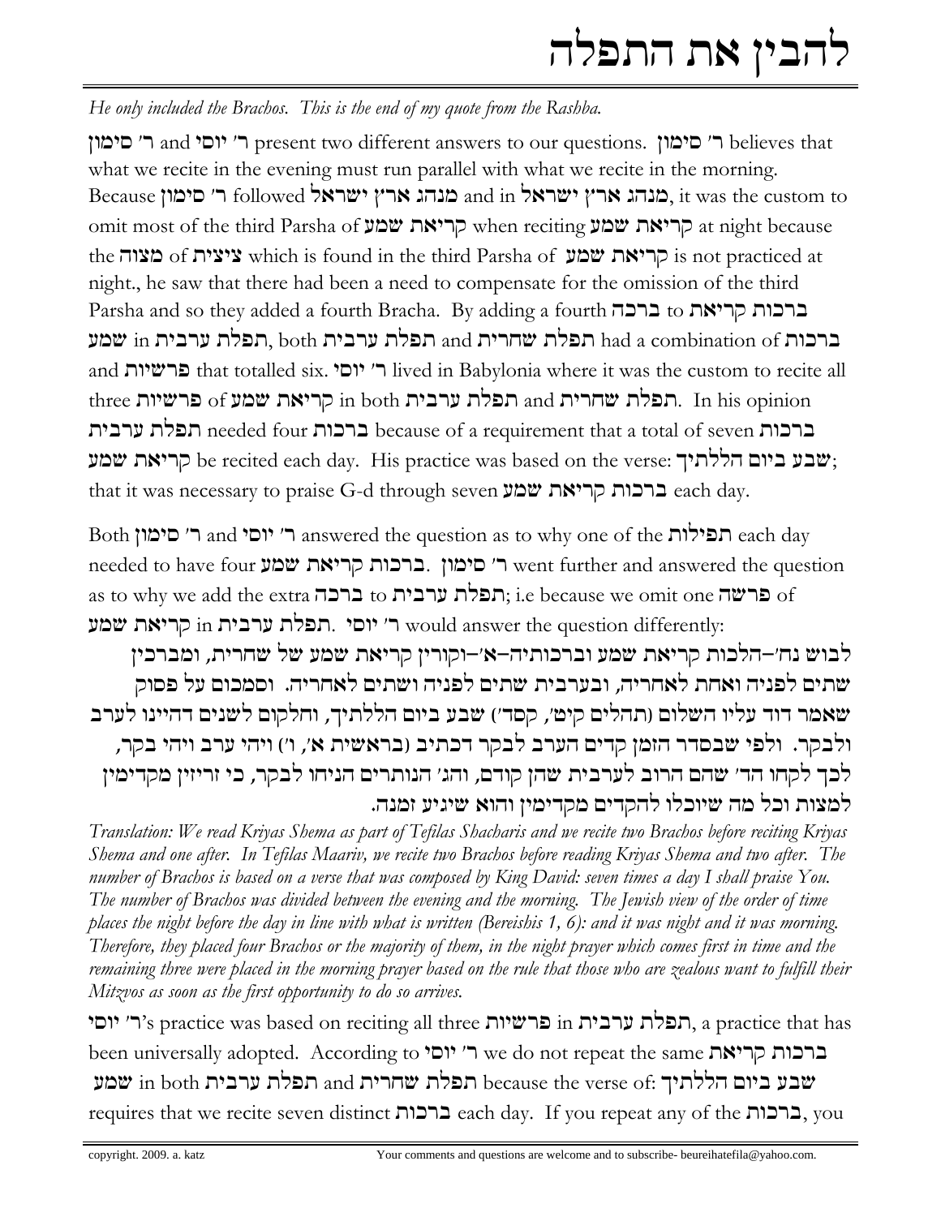*He only included the Brachos. This is the end of my quote from the Rashba.*

ר' סימון and ר' יוסי present two different answers to our questions. ר' סימון believes that what we recite in the evening must run parallel with what we recite in the morning. Because ר' סימון followed מנהג ארץ ישראל and in מנהג ארץ ישראל, it was the custom to omit most of the third Parsha of קריאת שמע when reciting קריאת שמע at night because the מצוה of ציצית which is found in the third Parsha of קריאת שמע is not practiced at night., he saw that there had been a need to compensate for the omission of the third Parsha and so they added a fourth Bracha. By adding a fourth ברכה to ברכות קריאת שמע in תפלת ערבית, both תפלת שחרית and תפלת ערבית had a combination of ברכות and פרשיות that totalled six. ר' יוסי lived in Babylonia where it was the custom to recite all three פרשיות of קריאת שמע in both תפלת ערבית and תפלת שחרית. In his opinion תפלת ערבית needed four ברכות because of a requirement that a total of seven ברכות קריאת שמע be recited each day. His practice was based on the verse: שבע ביום הללתיך; that it was necessary to praise G-d through seven ברכות קריאת שמע each day.

Both ר' סימון and ר' יוסי answered the question as to why one of the תפילות each day needed to have four ברכות קריאת שמע. ר' סימון went further and answered the question as to why we add the extra ברכה to תפלת ערבית; i.e because we omit one פרשה of קריאת שמע in תפלת ערבית. ר' יוסי would answer the question differently:

לבוש נח'–הלכות קריאת שמע וברכותיה–א'–וקורין קריאת שמע של שחרית, ומברכין שתים לפניה ואחת לאחריה, ובערבית שתים לפניה ושתים לאחריה. וסמכום על פסוק שאמר דוד עליו השלום (תהלים קיט', קסד') שבע ביום הללתיך, וחלקום לשנים דהיינו לערב ולבקר. ולפי שבסדר הזמן קדים הערב לבקר דכתיב (בראשית א', ו') ויהי ערב ויהי בקר, לכך לקחו הד' שהם הרוב לערבית שהן קודם, והג' הנותרים הניחו לבקר, כי זריזין מקדימין למצות וכל מה שיוכלו להקדים מקדימין והוא שיגיע זמנה.

*Translation: We read Kriyas Shema as part of Tefilas Shacharis and we recite two Brachos before reciting Kriyas Shema and one after. In Tefilas Maariv, we recite two Brachos before reading Kriyas Shema and two after. The number of Brachos is based on a verse that was composed by King David: seven times a day I shall praise You. The number of Brachos was divided between the evening and the morning. The Jewish view of the order of time places the night before the day in line with what is written (Bereishis 1, 6): and it was night and it was morning. Therefore, they placed four Brachos or the majority of them, in the night prayer which comes first in time and the remaining three were placed in the morning prayer based on the rule that those who are zealous want to fulfill their Mitzvos as soon as the first opportunity to do so arrives.*

ר' יוסי's practice was based on reciting all three פרשיות in תפלת ערבית, a practice that has been universally adopted. According to ר' יוסי we do not repeat the same ברכות קריאת שמע in both תפלת ערבית and תפלת שחרית because the verse of: שבע ביום הללתיך requires that we recite seven distinct ברכות each day. If you repeat any of the ברכות, you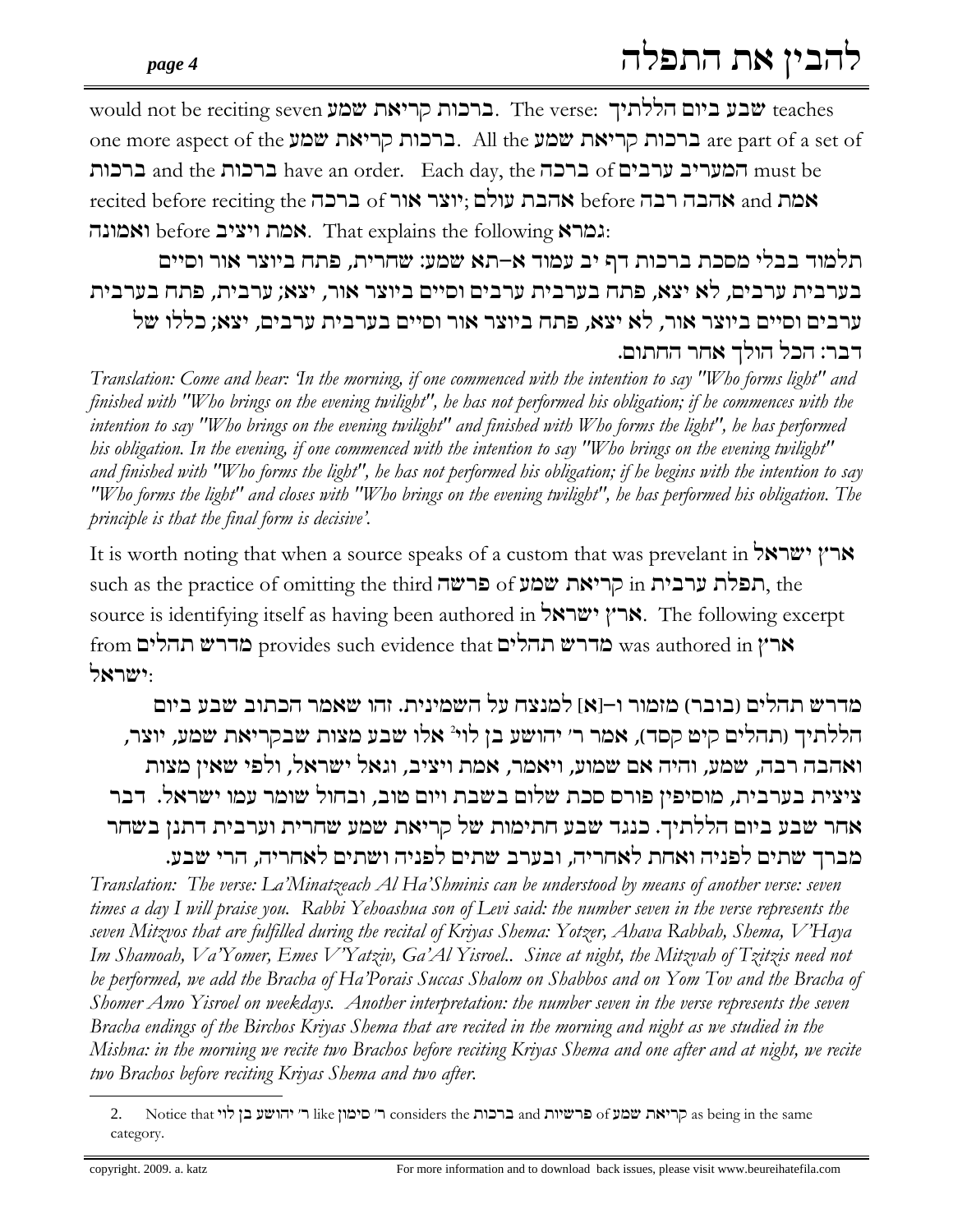would not be reciting seven ברכות קריאת שמע. The verse: שבע ביום הללתיך teaches one more aspect of the ברכות קריאת שמע. All the ברכות קריאת שמע are part of a set of ברכות and the ברכות have an order. Each day, the ברכה of המעריב ערבים must be recited before reciting the ברכה of יוצר אור; אהבת עולם before אהבה רבה and אמת ואמונה before אמת ויציב. That explains the following גמרא:

תלמוד בבלי מסכת ברכות דף יב עמוד א–תא שמע: שחרית, פתח ביוצר אור וסיים בערבית ערבים, לא יצא, פתח בערבית ערבים וסיים ביוצר אור, יצא; ערבית, פתח בערבית ערבים וסיים ביוצר אור, לא יצא, פתח ביוצר אור וסיים בערבית ערבים, יצא; כללו של דבר: הכל הולך אחר החתום.

*Translation: Come and hear: 'In the morning, if one commenced with the intention to say "Who forms light" and finished with "Who brings on the evening twilight", he has not performed his obligation; if he commences with the intention to say "Who brings on the evening twilight" and finished with Who forms the light", he has performed his obligation. In the evening, if one commenced with the intention to say "Who brings on the evening twilight" and finished with "Who forms the light", he has not performed his obligation; if he begins with the intention to say "Who forms the light" and closes with "Who brings on the evening twilight", he has performed his obligation. The principle is that the final form is decisive'.*

It is worth noting that when a source speaks of a custom that was prevelant in ארץ ישראל such as the practice of omitting the third פרשה of קריאת שמע in תפלת ערבית, the source is identifying itself as having been authored in ארץ ישראל. The following excerpt from מדרש תהלים provides such evidence that מדרש תהלים was authored in ארץ ישראל:

מדרש תהלים (בובר) מזמור ו–[א] למנצח על השמינית. זהו שאמר הכתוב שבע ביום הללתיך (תהלים קיט קסד), אמר ר' יהושע בן לוי[2] אלו שבע מצות שבקריאת שמע, יוצר, ואהבה רבה, שמע, והיה אם שמוע, ויאמר, אמת ויציב, וגאל ישראל, ולפי שאין מצות ציצית בערבית, מוסיפין פורס סכת שלום בשבת ויום טוב, ובחול שומר עמו ישראל. דבר אחר שבע ביום הללתיך. כנגד שבע חתימות של קריאת שמע שחרית וערבית דתנן בשחר מברך שתים לפניה ואחת לאחריה, ובערב שתים לפניה ושתים לאחריה, הרי שבע.

*Translation: The verse: La'Minatzeach Al Ha'Shminis can be understood by means of another verse: seven times a day I will praise you. Rabbi Yehoashua son of Levi said: the number seven in the verse represents the seven Mitzvos that are fulfilled during the recital of Kriyas Shema: Yotzer, Ahava Rabbah, Shema, V'Haya Im Shamoah, Va'Yomer, Emes V'Yatziv, Ga'Al Yisroel.. Since at night, the Mitzvah of Tzitzis need not be performed, we add the Bracha of Ha'Porais Succas Shalom on Shabbos and on Yom Tov and the Bracha of Shomer Amo Yisroel on weekdays. Another interpretation: the number seven in the verse represents the seven Bracha endings of the Birchos Kriyas Shema that are recited in the morning and night as we studied in the Mishna: in the morning we recite two Brachos before reciting Kriyas Shema and one after and at night, we recite two Brachos before reciting Kriyas Shema and two after.*

2. Notice that ר' יהושע בן לוי like ר' סימון considers the ברכות and פרשיות of קריאת שמע as being in the same category.